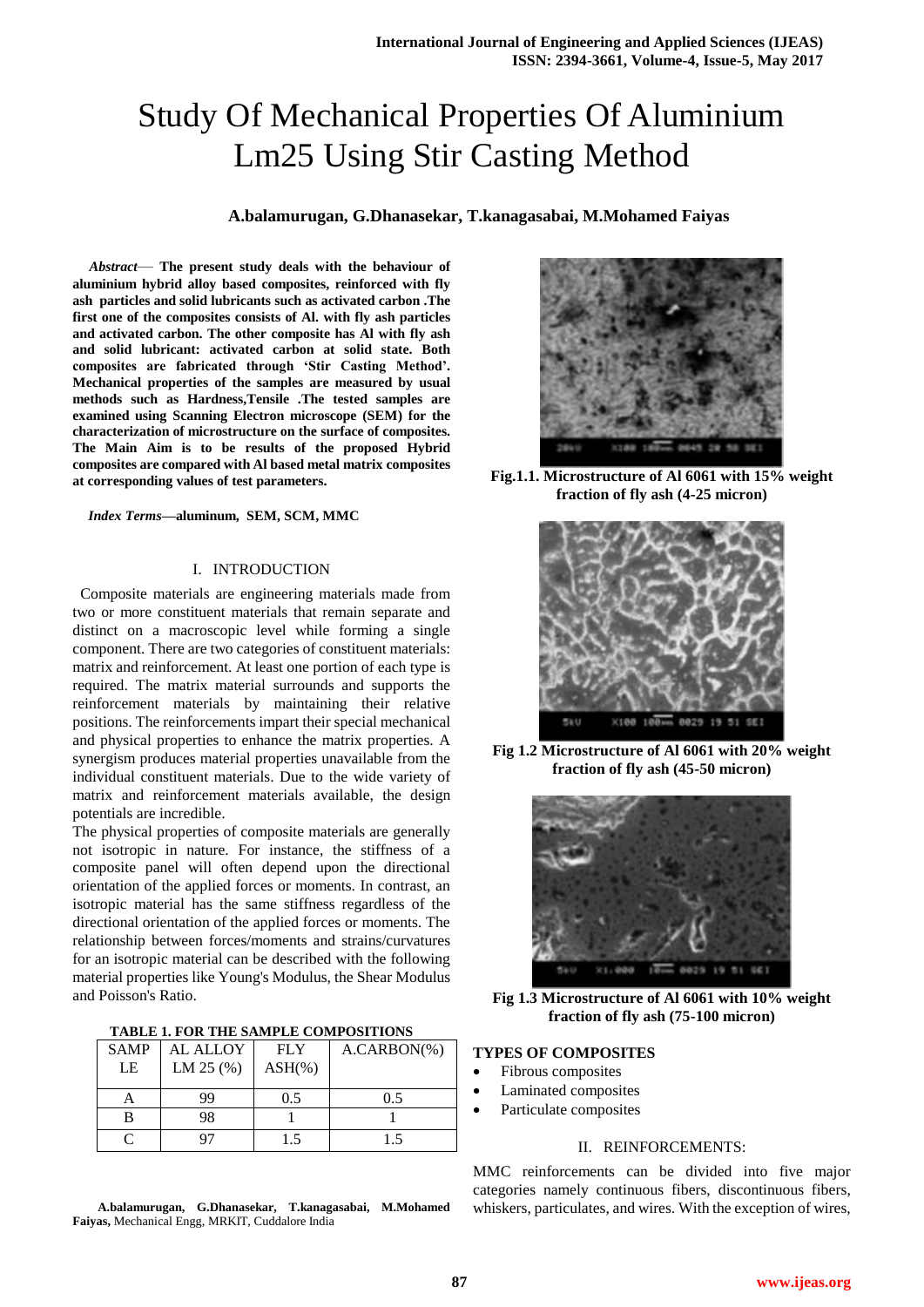# Study Of Mechanical Properties Of Aluminium Lm25 Using Stir Casting Method

**A.balamurugan, G.Dhanasekar, T.kanagasabai, M.Mohamed Faiyas**

***Abstract*— The present study deals with the behaviour of aluminium hybrid alloy based composites, reinforced with fly ash particles and solid lubricants such as activated carbon .The first one of the composites consists of Al. with fly ash particles and activated carbon. The other composite has Al with fly ash and solid lubricant: activated carbon at solid state. Both composites are fabricated through 'Stir Casting Method'. Mechanical properties of the samples are measured by usual methods such as Hardness,Tensile .The tested samples are examined using Scanning Electron microscope (SEM) for the characterization of microstructure on the surface of composites. The Main Aim is to be results of the proposed Hybrid composites are compared with Al based metal matrix composites at corresponding values of test parameters.**

***Index Terms*—aluminum, SEM, SCM, MMC**

## I. INTRODUCTION

Composite materials are engineering materials made from two or more constituent materials that remain separate and distinct on a macroscopic level while forming a single component. There are two categories of constituent materials: matrix and reinforcement. At least one portion of each type is required. The matrix material surrounds and supports the reinforcement materials by maintaining their relative positions. The reinforcements impart their special mechanical and physical properties to enhance the matrix properties. A synergism produces material properties unavailable from the individual constituent materials. Due to the wide variety of matrix and reinforcement materials available, the design potentials are incredible.

The physical properties of composite materials are generally not isotropic in nature. For instance, the stiffness of a composite panel will often depend upon the directional orientation of the applied forces or moments. In contrast, an isotropic material has the same stiffness regardless of the directional orientation of the applied forces or moments. The relationship between forces/moments and strains/curvatures for an isotropic material can be described with the following material properties like Young's Modulus, the Shear Modulus and Poisson's Ratio.

**TABLE 1. FOR THE SAMPLE COMPOSITIONS**

| SAMPLE | AL ALLOY LM 25 (%) | FLY ASH(%) | A.CARBON(%) |
|---|---|---|---|
| A | 99 | 0.5 | 0.5 |
| B | 98 | 1 | 1 |
| C | 97 | 1.5 | 1.5 |

**A.balamurugan, G.Dhanasekar, T.kanagasabai, M.Mohamed Faiyas,** Mechanical Engg, MRKIT, Cuddalore India

**Fig.1.1. Microstructure of Al 6061 with 15% weight fraction of fly ash (4-25 micron)**

**Fig 1.2 Microstructure of Al 6061 with 20% weight fraction of fly ash (45-50 micron)**

**Fig 1.3 Microstructure of Al 6061 with 10% weight fraction of fly ash (75-100 micron)**

### TYPES OF COMPOSITES

- Fibrous composites
- Laminated composites
- Particulate composites

## II. REINFORCEMENTS:

MMC reinforcements can be divided into five major categories namely continuous fibers, discontinuous fibers, whiskers, particulates, and wires. With the exception of wires,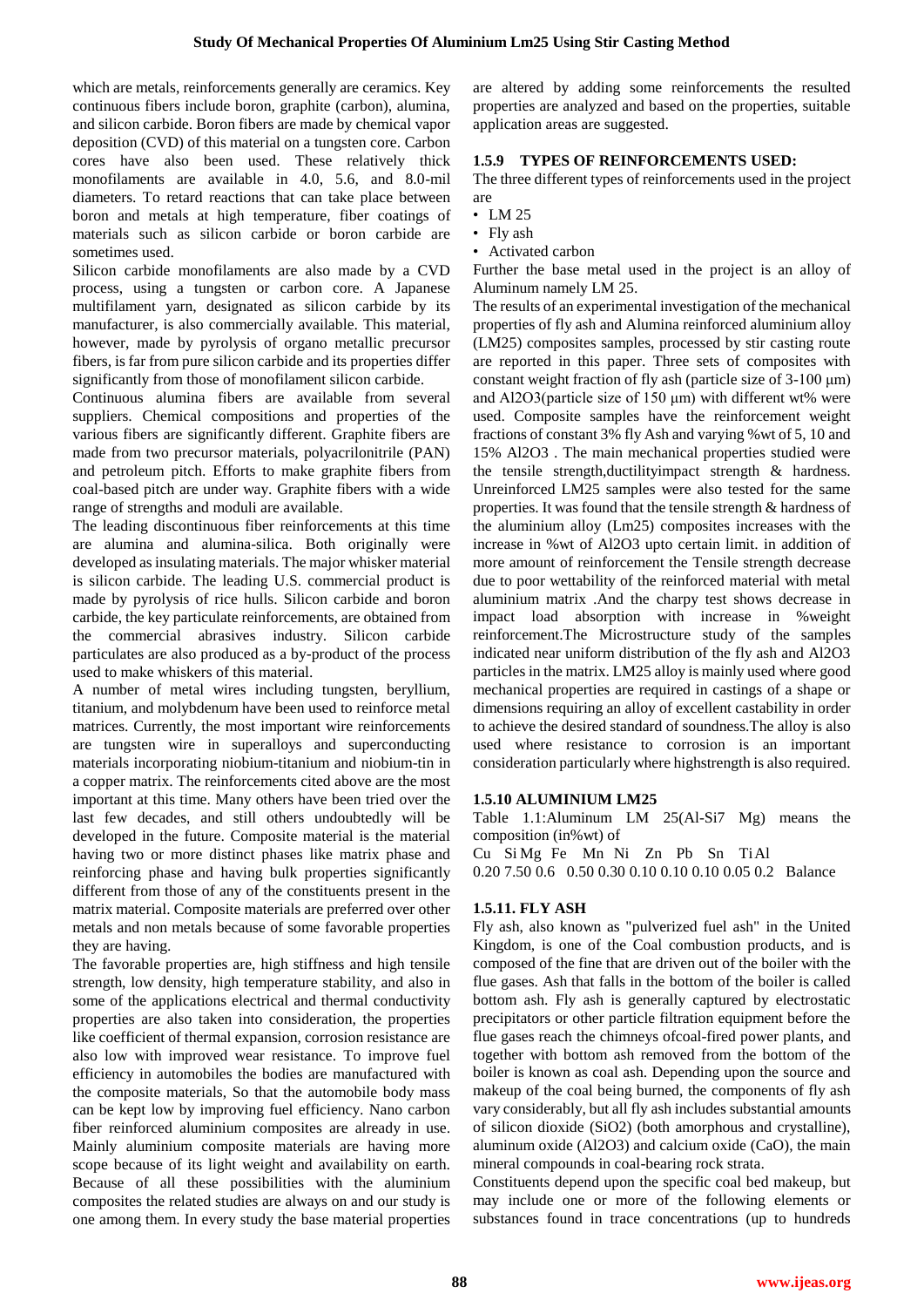which are metals, reinforcements generally are ceramics. Key continuous fibers include boron, graphite (carbon), alumina, and silicon carbide. Boron fibers are made by chemical vapor deposition (CVD) of this material on a tungsten core. Carbon cores have also been used. These relatively thick monofilaments are available in 4.0, 5.6, and 8.0-mil diameters. To retard reactions that can take place between boron and metals at high temperature, fiber coatings of materials such as silicon carbide or boron carbide are sometimes used.

Silicon carbide monofilaments are also made by a CVD process, using a tungsten or carbon core. A Japanese multifilament yarn, designated as silicon carbide by its manufacturer, is also commercially available. This material, however, made by pyrolysis of organo metallic precursor fibers, is far from pure silicon carbide and its properties differ significantly from those of monofilament silicon carbide.

Continuous alumina fibers are available from several suppliers. Chemical compositions and properties of the various fibers are significantly different. Graphite fibers are made from two precursor materials, polyacrilonitrile (PAN) and petroleum pitch. Efforts to make graphite fibers from coal-based pitch are under way. Graphite fibers with a wide range of strengths and moduli are available.

The leading discontinuous fiber reinforcements at this time are alumina and alumina-silica. Both originally were developed as insulating materials. The major whisker material is silicon carbide. The leading U.S. commercial product is made by pyrolysis of rice hulls. Silicon carbide and boron carbide, the key particulate reinforcements, are obtained from the commercial abrasives industry. Silicon carbide particulates are also produced as a by-product of the process used to make whiskers of this material.

A number of metal wires including tungsten, beryllium, titanium, and molybdenum have been used to reinforce metal matrices. Currently, the most important wire reinforcements are tungsten wire in superalloys and superconducting materials incorporating niobium-titanium and niobium-tin in a copper matrix. The reinforcements cited above are the most important at this time. Many others have been tried over the last few decades, and still others undoubtedly will be developed in the future. Composite material is the material having two or more distinct phases like matrix phase and reinforcing phase and having bulk properties significantly different from those of any of the constituents present in the matrix material. Composite materials are preferred over other metals and non metals because of some favorable properties they are having.

The favorable properties are, high stiffness and high tensile strength, low density, high temperature stability, and also in some of the applications electrical and thermal conductivity properties are also taken into consideration, the properties like coefficient of thermal expansion, corrosion resistance are also low with improved wear resistance. To improve fuel efficiency in automobiles the bodies are manufactured with the composite materials, So that the automobile body mass can be kept low by improving fuel efficiency. Nano carbon fiber reinforced aluminium composites are already in use. Mainly aluminium composite materials are having more scope because of its light weight and availability on earth. Because of all these possibilities with the aluminium composites the related studies are always on and our study is one among them. In every study the base material properties are altered by adding some reinforcements the resulted properties are analyzed and based on the properties, suitable application areas are suggested.

### 1.5.9 TYPES OF REINFORCEMENTS USED:

The three different types of reinforcements used in the project are

- LM 25
- Fly ash
- Activated carbon

Further the base metal used in the project is an alloy of Aluminum namely LM 25.

The results of an experimental investigation of the mechanical properties of fly ash and Alumina reinforced aluminium alloy (LM25) composites samples, processed by stir casting route are reported in this paper. Three sets of composites with constant weight fraction of fly ash (particle size of 3-100 μm) and $Al_2O_3$(particle size of 150 μm) with different wt% were used. Composite samples have the reinforcement weight fractions of constant 3% fly Ash and varying %wt of 5, 10 and 15% $Al_2O_3$ . The main mechanical properties studied were the tensile strength,ductilityimpact strength & hardness. Unreinforced LM25 samples were also tested for the same properties. It was found that the tensile strength & hardness of the aluminium alloy (Lm25) composites increases with the increase in %wt of $Al_2O_3$ upto certain limit. in addition of more amount of reinforcement the Tensile strength decrease due to poor wettability of the reinforced material with metal aluminium matrix .And the charpy test shows decrease in impact load absorption with increase in %weight reinforcement.The Microstructure study of the samples indicated near uniform distribution of the fly ash and $Al_2O_3$ particles in the matrix. LM25 alloy is mainly used where good mechanical properties are required in castings of a shape or dimensions requiring an alloy of excellent castability in order to achieve the desired standard of soundness.The alloy is also used where resistance to corrosion is an important consideration particularly where highstrength is also required.

### 1.5.10 ALUMINIUM LM25

Table 1.1:Aluminum LM 25(Al-Si7 Mg) means the composition (in%wt) of

| Cu | Si | Mg | Fe | Mn | Ni | Zn | Pb | Sn | Ti | Al |
|---|---|---|---|---|---|---|---|---|---|---|
| 0.20 | 7.50 | 0.6 | 0.50 | 0.30 | 0.10 | 0.10 | 0.10 | 0.05 | 0.2 | Balance |

### 1.5.11. FLY ASH

Fly ash, also known as "pulverized fuel ash" in the United Kingdom, is one of the Coal combustion products, and is composed of the fine that are driven out of the boiler with the flue gases. Ash that falls in the bottom of the boiler is called bottom ash. Fly ash is generally captured by electrostatic precipitators or other particle filtration equipment before the flue gases reach the chimneys ofcoal-fired power plants, and together with bottom ash removed from the bottom of the boiler is known as coal ash. Depending upon the source and makeup of the coal being burned, the components of fly ash vary considerably, but all fly ash includes substantial amounts of silicon dioxide ($SiO_2$) (both amorphous and crystalline), aluminum oxide ($Al_2O_3$) and calcium oxide (CaO), the main mineral compounds in coal-bearing rock strata.

Constituents depend upon the specific coal bed makeup, but may include one or more of the following elements or substances found in trace concentrations (up to hundreds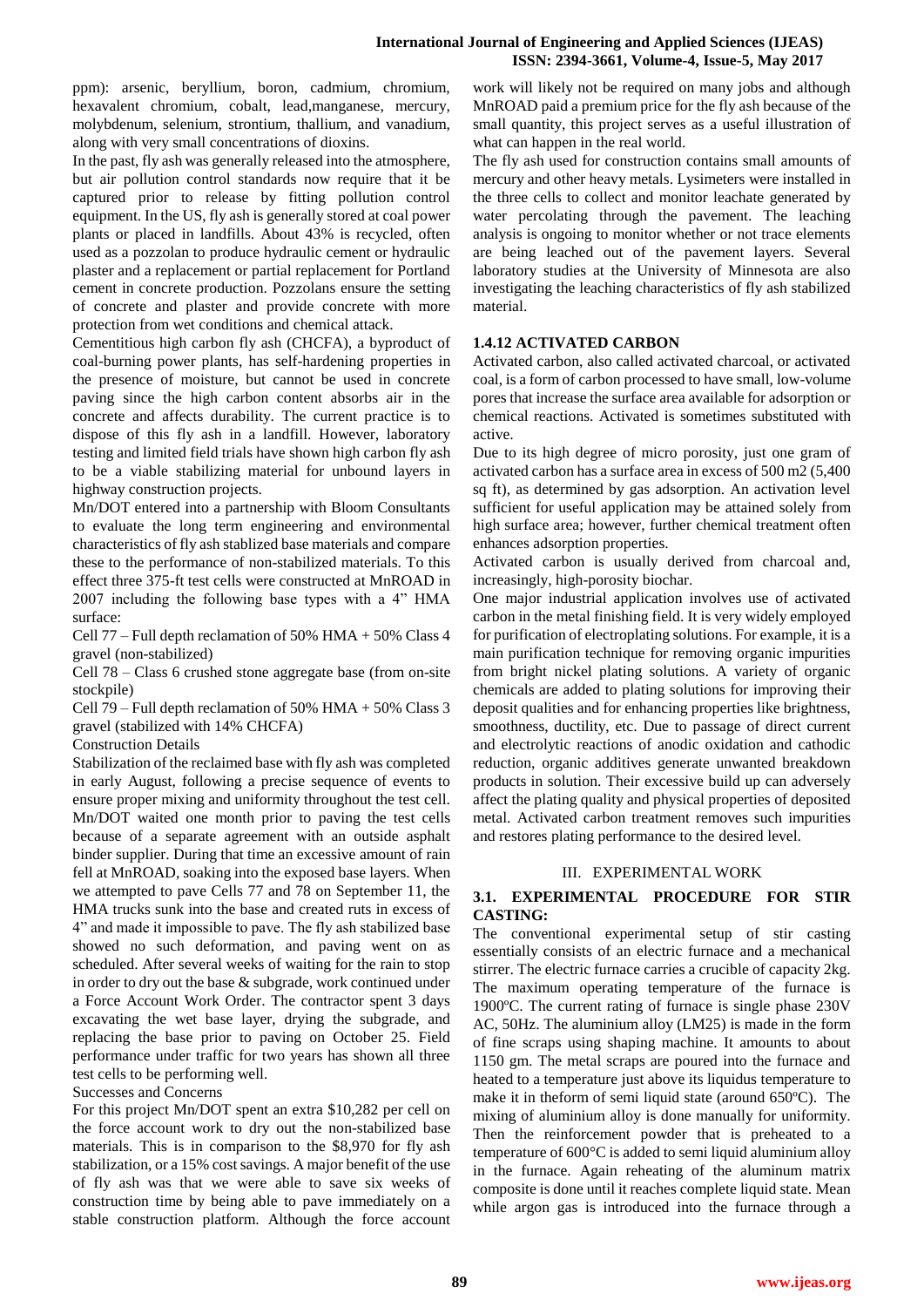ppm): arsenic, beryllium, boron, cadmium, chromium, hexavalent chromium, cobalt, lead,manganese, mercury, molybdenum, selenium, strontium, thallium, and vanadium, along with very small concentrations of dioxins.

In the past, fly ash was generally released into the atmosphere, but air pollution control standards now require that it be captured prior to release by fitting pollution control equipment. In the US, fly ash is generally stored at coal power plants or placed in landfills. About 43% is recycled, often used as a pozzolan to produce hydraulic cement or hydraulic plaster and a replacement or partial replacement for Portland cement in concrete production. Pozzolans ensure the setting of concrete and plaster and provide concrete with more protection from wet conditions and chemical attack.

Cementitious high carbon fly ash (CHCFA), a byproduct of coal-burning power plants, has self-hardening properties in the presence of moisture, but cannot be used in concrete paving since the high carbon content absorbs air in the concrete and affects durability. The current practice is to dispose of this fly ash in a landfill. However, laboratory testing and limited field trials have shown high carbon fly ash to be a viable stabilizing material for unbound layers in highway construction projects.

Mn/DOT entered into a partnership with Bloom Consultants to evaluate the long term engineering and environmental characteristics of fly ash stablized base materials and compare these to the performance of non-stabilized materials. To this effect three 375-ft test cells were constructed at MnROAD in 2007 including the following base types with a 4" HMA surface:

Cell 77 – Full depth reclamation of 50% HMA + 50% Class 4 gravel (non-stabilized)

Cell 78 – Class 6 crushed stone aggregate base (from on-site stockpile)

Cell 79 – Full depth reclamation of 50% HMA + 50% Class 3 gravel (stabilized with 14% CHCFA)

Construction Details

Stabilization of the reclaimed base with fly ash was completed in early August, following a precise sequence of events to ensure proper mixing and uniformity throughout the test cell. Mn/DOT waited one month prior to paving the test cells because of a separate agreement with an outside asphalt binder supplier. During that time an excessive amount of rain fell at MnROAD, soaking into the exposed base layers. When we attempted to pave Cells 77 and 78 on September 11, the HMA trucks sunk into the base and created ruts in excess of 4" and made it impossible to pave. The fly ash stabilized base showed no such deformation, and paving went on as scheduled. After several weeks of waiting for the rain to stop in order to dry out the base & subgrade, work continued under a Force Account Work Order. The contractor spent 3 days excavating the wet base layer, drying the subgrade, and replacing the base prior to paving on October 25. Field performance under traffic for two years has shown all three test cells to be performing well.

Successes and Concerns

For this project Mn/DOT spent an extra $10,282 per cell on the force account work to dry out the non-stabilized base materials. This is in comparison to the $8,970 for fly ash stabilization, or a 15% cost savings. A major benefit of the use of fly ash was that we were able to save six weeks of construction time by being able to pave immediately on a stable construction platform. Although the force account work will likely not be required on many jobs and although MnROAD paid a premium price for the fly ash because of the small quantity, this project serves as a useful illustration of what can happen in the real world.

The fly ash used for construction contains small amounts of mercury and other heavy metals. Lysimeters were installed in the three cells to collect and monitor leachate generated by water percolating through the pavement. The leaching analysis is ongoing to monitor whether or not trace elements are being leached out of the pavement layers. Several laboratory studies at the University of Minnesota are also investigating the leaching characteristics of fly ash stabilized material.

### 1.4.12 ACTIVATED CARBON

Activated carbon, also called activated charcoal, or activated coal, is a form of carbon processed to have small, low-volume pores that increase the surface area available for adsorption or chemical reactions. Activated is sometimes substituted with active.

Due to its high degree of micro porosity, just one gram of activated carbon has a surface area in excess of 500 $m^2$ (5,400 sq ft), as determined by gas adsorption. An activation level sufficient for useful application may be attained solely from high surface area; however, further chemical treatment often enhances adsorption properties.

Activated carbon is usually derived from charcoal and, increasingly, high-porosity biochar.

One major industrial application involves use of activated carbon in the metal finishing field. It is very widely employed for purification of electroplating solutions. For example, it is a main purification technique for removing organic impurities from bright nickel plating solutions. A variety of organic chemicals are added to plating solutions for improving their deposit qualities and for enhancing properties like brightness, smoothness, ductility, etc. Due to passage of direct current and electrolytic reactions of anodic oxidation and cathodic reduction, organic additives generate unwanted breakdown products in solution. Their excessive build up can adversely affect the plating quality and physical properties of deposited metal. Activated carbon treatment removes such impurities and restores plating performance to the desired level.

## III. EXPERIMENTAL WORK

### 3.1. EXPERIMENTAL PROCEDURE FOR STIR CASTING:

The conventional experimental setup of stir casting essentially consists of an electric furnace and a mechanical stirrer. The electric furnace carries a crucible of capacity 2kg. The maximum operating temperature of the furnace is 1900ºC. The current rating of furnace is single phase 230V AC, 50Hz. The aluminium alloy (LM25) is made in the form of fine scraps using shaping machine. It amounts to about 1150 gm. The metal scraps are poured into the furnace and heated to a temperature just above its liquidus temperature to make it in theform of semi liquid state (around 650ºC). The mixing of aluminium alloy is done manually for uniformity. Then the reinforcement powder that is preheated to a temperature of 600°C is added to semi liquid aluminium alloy in the furnace. Again reheating of the aluminum matrix composite is done until it reaches complete liquid state. Mean while argon gas is introduced into the furnace through a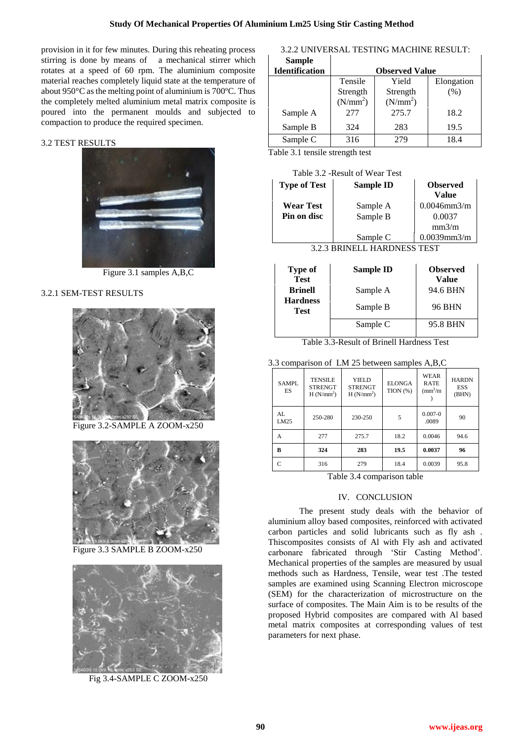provision in it for few minutes. During this reheating process stirring is done by means of a mechanical stirrer which rotates at a speed of 60 rpm. The aluminium composite material reaches completely liquid state at the temperature of about 950°C as the melting point of aluminium is 700ºC. Thus the completely melted aluminium metal matrix composite is poured into the permanent moulds and subjected to compaction to produce the required specimen.

### 3.2 TEST RESULTS

Figure 3.1 samples A,B,C

### 3.2.1 SEM-TEST RESULTS

Figure 3.2-SAMPLE A ZOOM-x250

Figure 3.3 SAMPLE B ZOOM-x250

Fig 3.4-SAMPLE C ZOOM-x250

### 3.2.2 UNIVERSAL TESTING MACHINE RESULT:

| **Sample Identification** | **Observed Value** | | |
|---|---|---|---|
| | Tensile Strength ($N/mm^2$) | Yield Strength ($N/mm^2$) | Elongation (%) |
| Sample A | 277 | 275.7 | 18.2 |
| Sample B | 324 | 283 | 19.5 |
| Sample C | 316 | 279 | 18.4 |

Table 3.1 tensile strength test

Table 3.2 -Result of Wear Test

| **Type of Test** | **Sample ID** | **Observed Value** |
|---|---|---|
| **Wear Test Pin on disc** | Sample A | 0.0046mm3/m |
| | Sample B | 0.0037 mm3/m |
| | Sample C | 0.0039mm3/m |

### 3.2.3 BRINELL HARDNESS TEST

| **Type of Test** | **Sample ID** | **Observed Value** |
|---|---|---|
| **Brinell Hardness Test** | Sample A | 94.6 BHN |
| | Sample B | 96 BHN |
| | Sample C | 95.8 BHN |

Table 3.3-Result of Brinell Hardness Test

### 3.3 comparison of LM 25 between samples A,B,C

| SAMPLES | TENSILE STRENGTH ($N/mm^2$) | YIELD STRENGTH ($N/mm^2$) | ELONGATION (%) | WEAR RATE ($mm^3/m$) | HARDNESS (BHN) |
|---|---|---|---|---|---|
| AL LM25 | 250-280 | 230-250 | 5 | 0.007-0.0089 | 90 |
| A | 277 | 275.7 | 18.2 | 0.0046 | 94.6 |
| **B** | **324** | **283** | **19.5** | **0.0037** | **96** |
| C | 316 | 279 | 18.4 | 0.0039 | 95.8 |

Table 3.4 comparison table

## IV. CONCLUSION

The present study deals with the behavior of aluminium alloy based composites, reinforced with activated carbon particles and solid lubricants such as fly ash . Thiscomposites consists of Al with Fly ash and activated carbonare fabricated through 'Stir Casting Method'. Mechanical properties of the samples are measured by usual methods such as Hardness, Tensile, wear test .The tested samples are examined using Scanning Electron microscope (SEM) for the characterization of microstructure on the surface of composites. The Main Aim is to be results of the proposed Hybrid composites are compared with Al based metal matrix composites at corresponding values of test parameters for next phase.